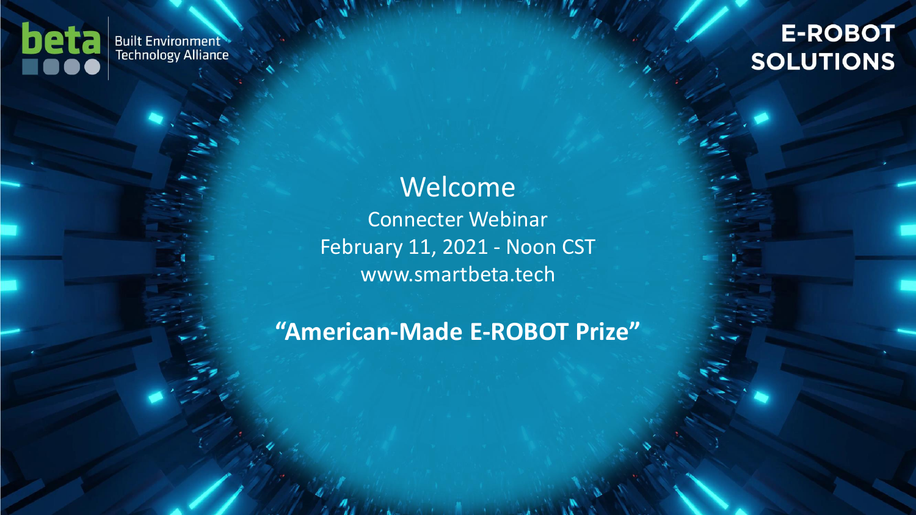beta Built Environment Technology Alliance

E-ROBOT SOLUTIONS

# Welcome

Connecter Webinar

February 11, 2021 - Noon CST

www.smartbeta.tech

**"American-Made E-ROBOT Prize"**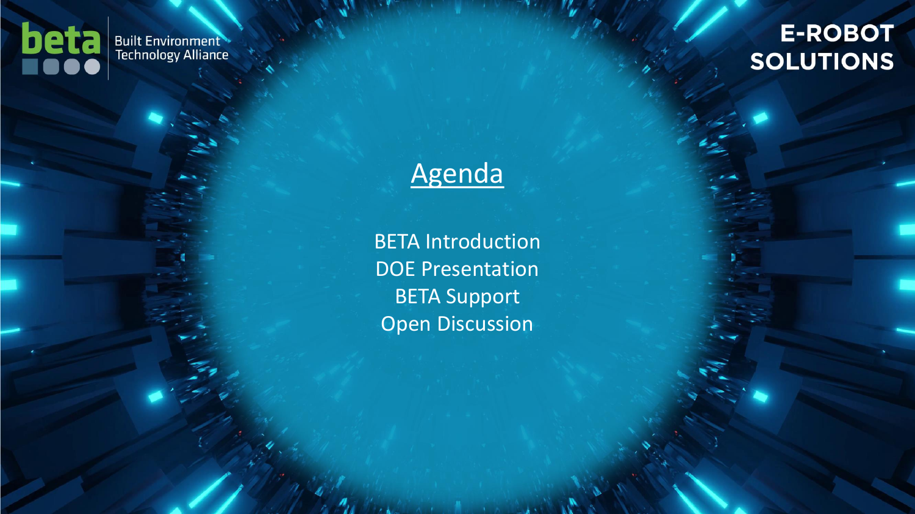beta Built Environment Technology Alliance

E-ROBOT SOLUTIONS

# Agenda

BETA Introduction
DOE Presentation
BETA Support
Open Discussion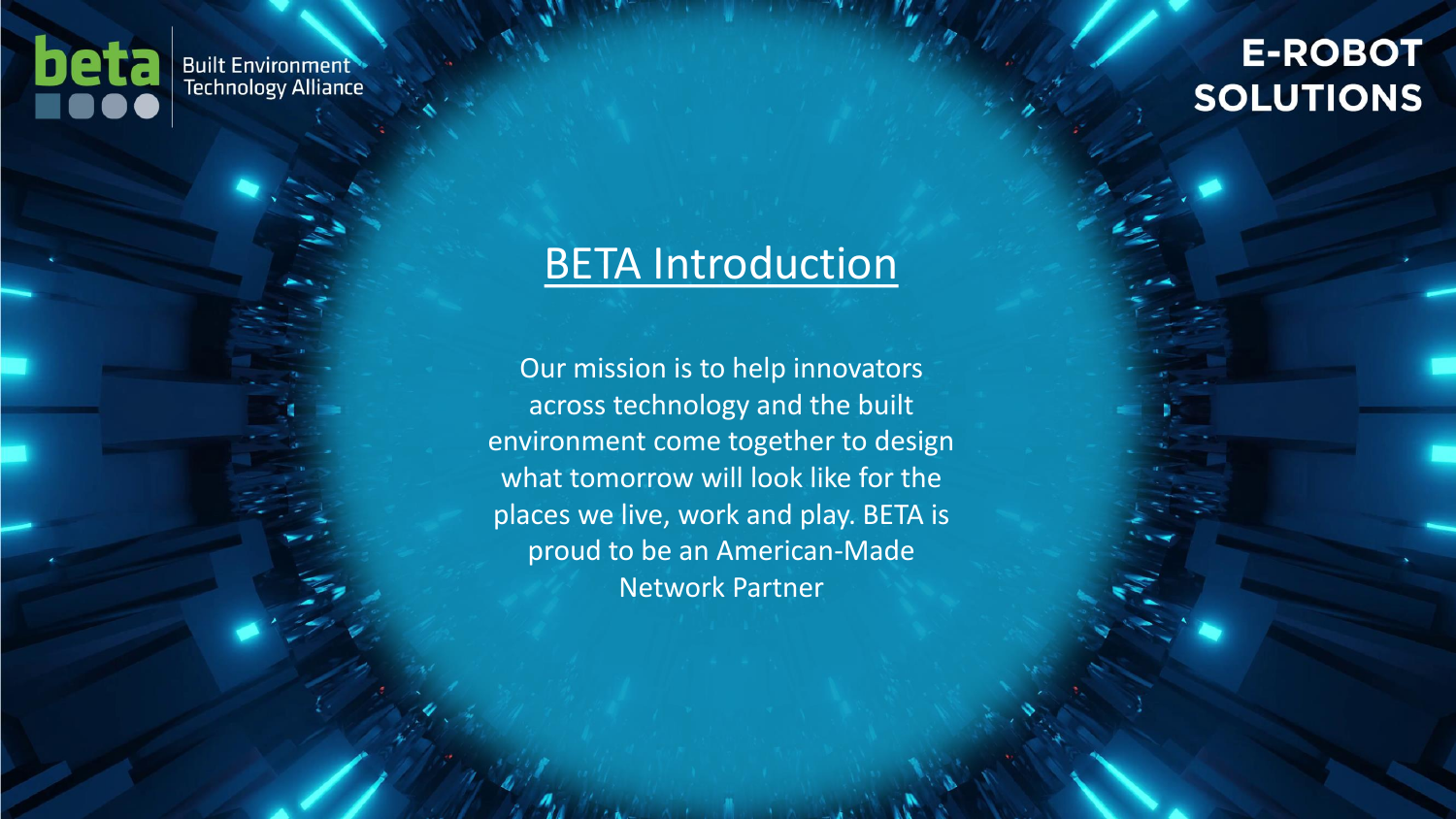beta

Built Environment Technology Alliance

E-ROBOT SOLUTIONS

# BETA Introduction

Our mission is to help innovators across technology and the built environment come together to design what tomorrow will look like for the places we live, work and play. BETA is proud to be an American-Made Network Partner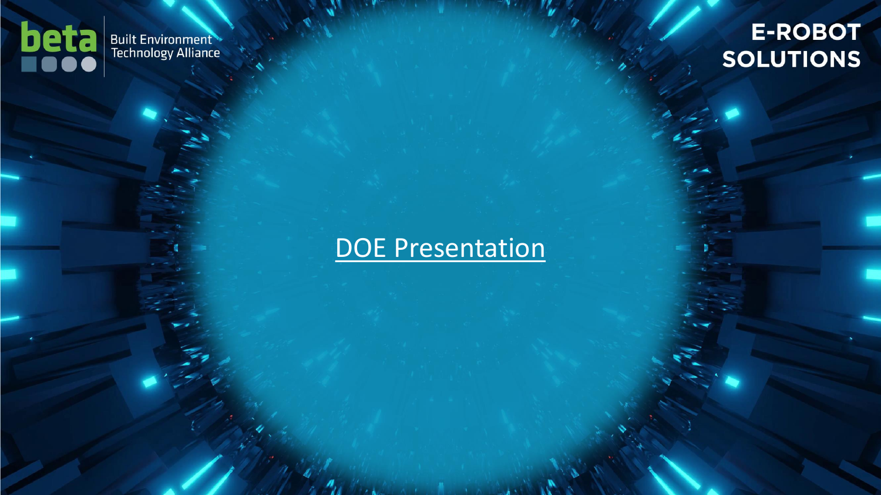beta Built Environment Technology Alliance

E-ROBOT SOLUTIONS

# DOE Presentation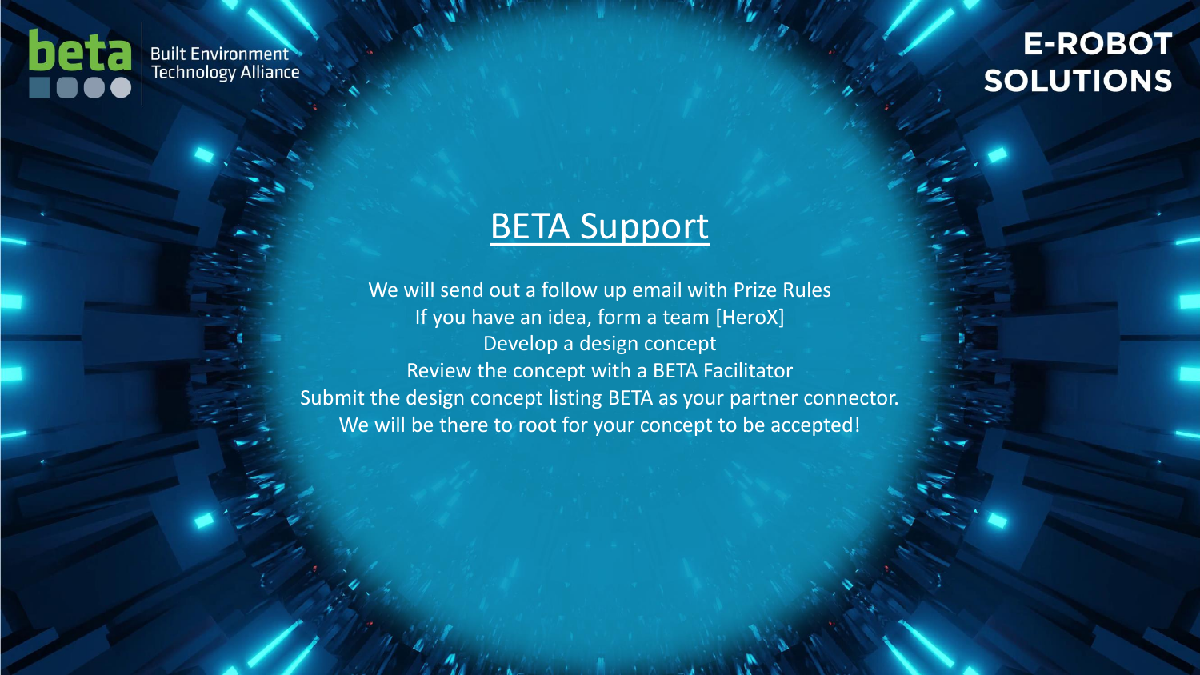beta Built Environment Technology Alliance

E-ROBOT SOLUTIONS

# BETA Support

We will send out a follow up email with Prize Rules

If you have an idea, form a team [HeroX]

Develop a design concept

Review the concept with a BETA Facilitator

Submit the design concept listing BETA as your partner connector.

We will be there to root for your concept to be accepted!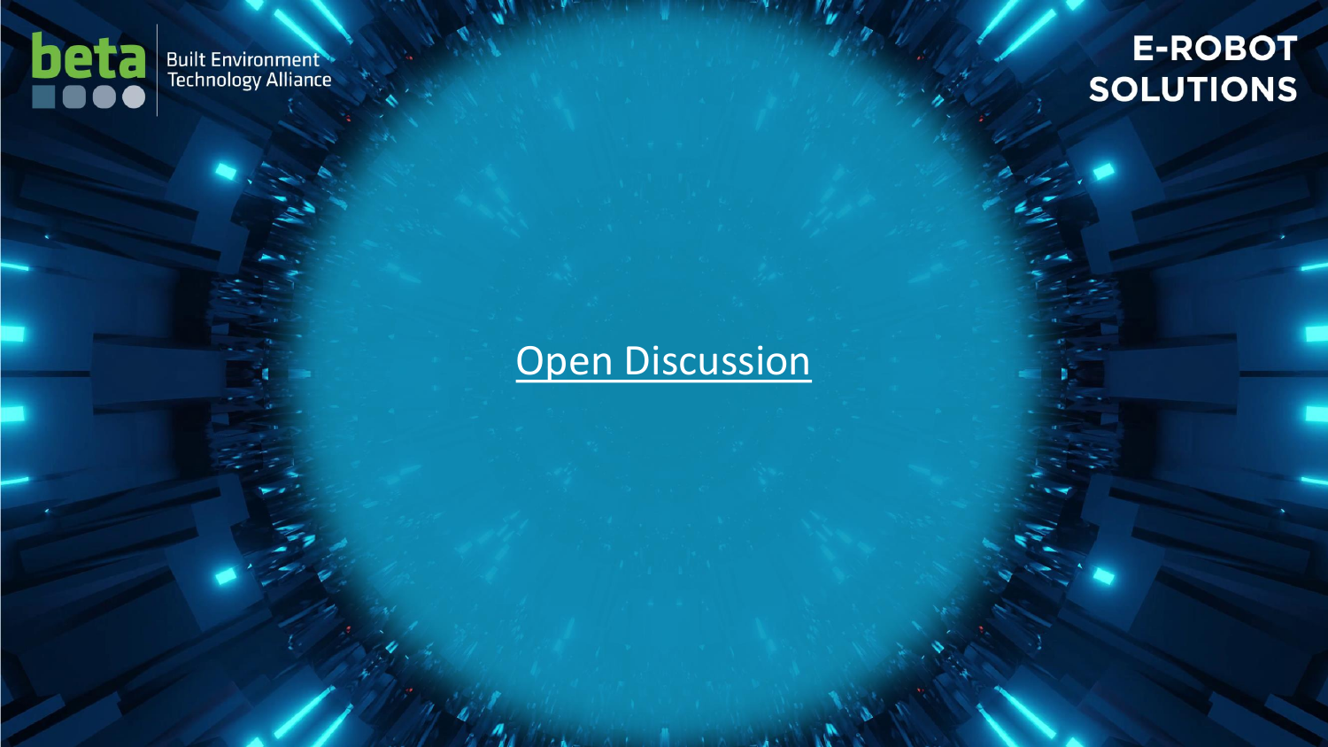beta Built Environment Technology Alliance

E-ROBOT SOLUTIONS

# Open Discussion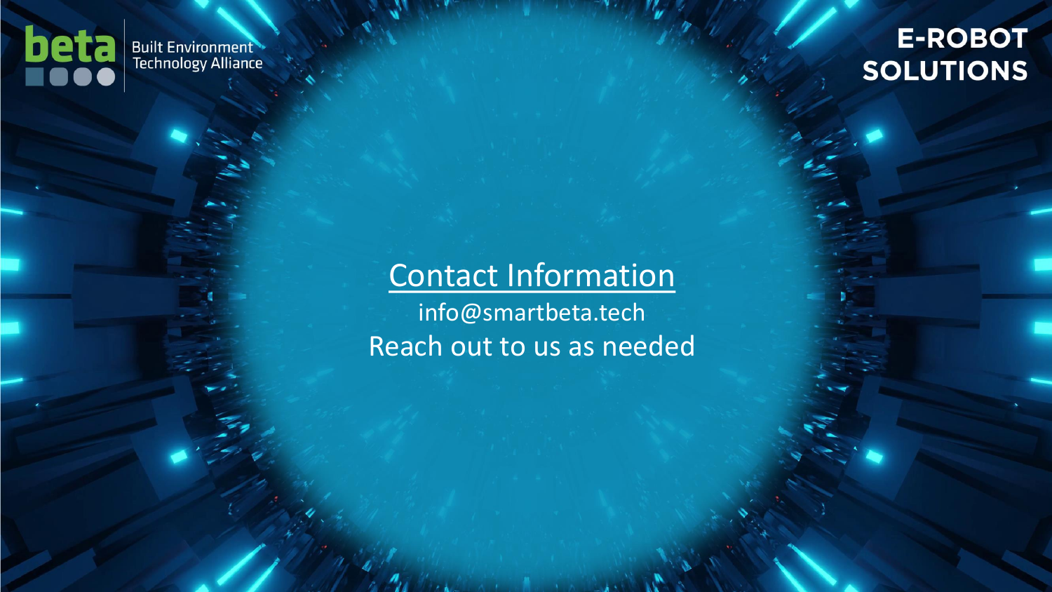beta Built Environment Technology Alliance

E-ROBOT SOLUTIONS

## Contact Information

info@smartbeta.tech

Reach out to us as needed